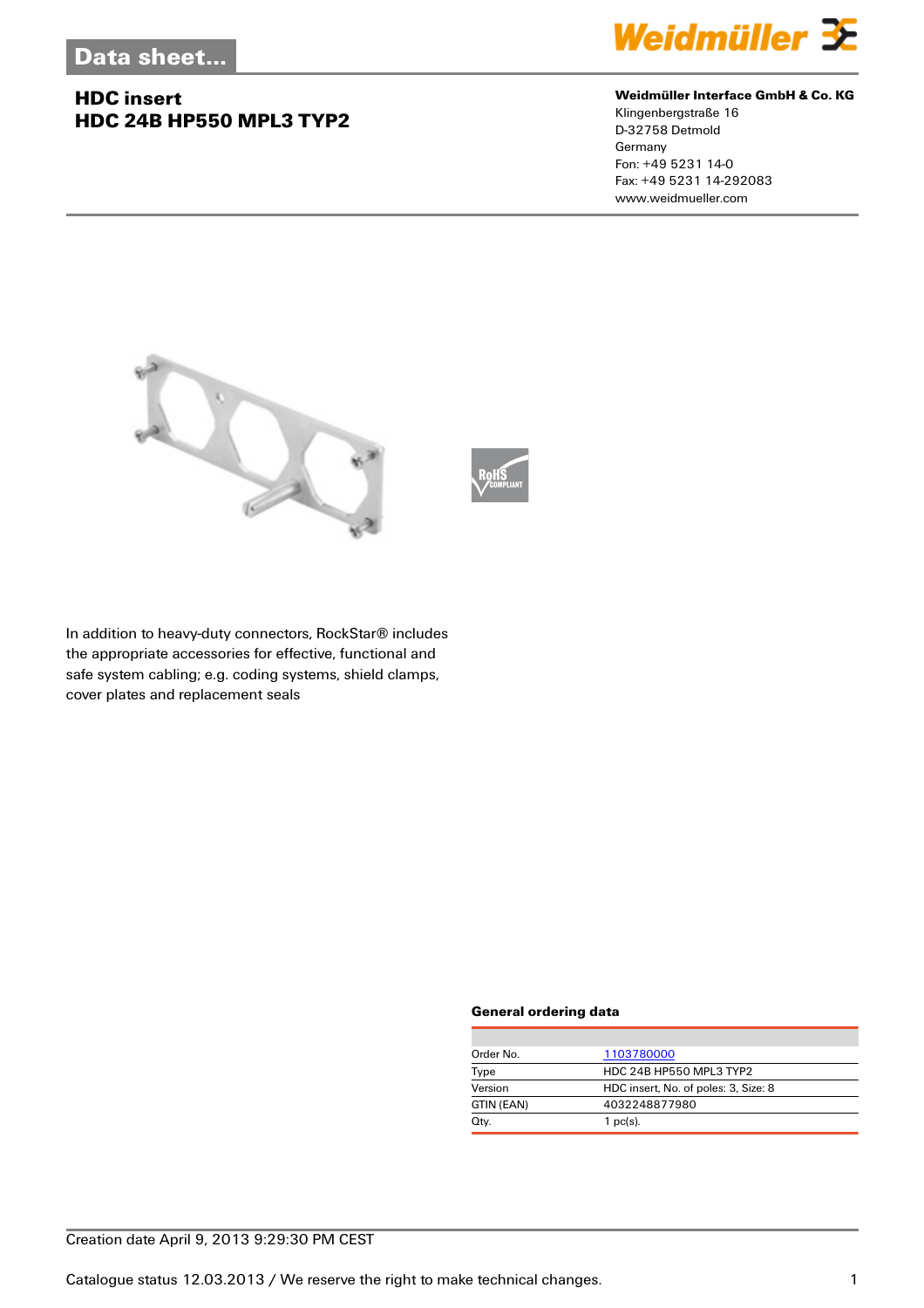Data sheet...

# HDC insert
# HDC 24B HP550 MPL3 TYP2

**Weidmüller Interface GmbH & Co. KG**
Klingenbergstraße 16
D-32758 Detmold
Germany
Fon: +49 5231 14-0
Fax: +49 5231 14-292083
www.weidmueller.com

In addition to heavy-duty connectors, RockStar® includes the appropriate accessories for effective, functional and safe system cabling; e.g. coding systems, shield clamps, cover plates and replacement seals

### General ordering data

| | |
|---|---|
| Order No. | 1103780000 |
| Type | HDC 24B HP550 MPL3 TYP2 |
| Version | HDC insert, No. of poles: 3, Size: 8 |
| GTIN (EAN) | 4032248877980 |
| Qty. | 1 pc(s). |

Creation date April 9, 2013 9:29:30 PM CEST

Catalogue status 12.03.2013 / We reserve the right to make technical changes.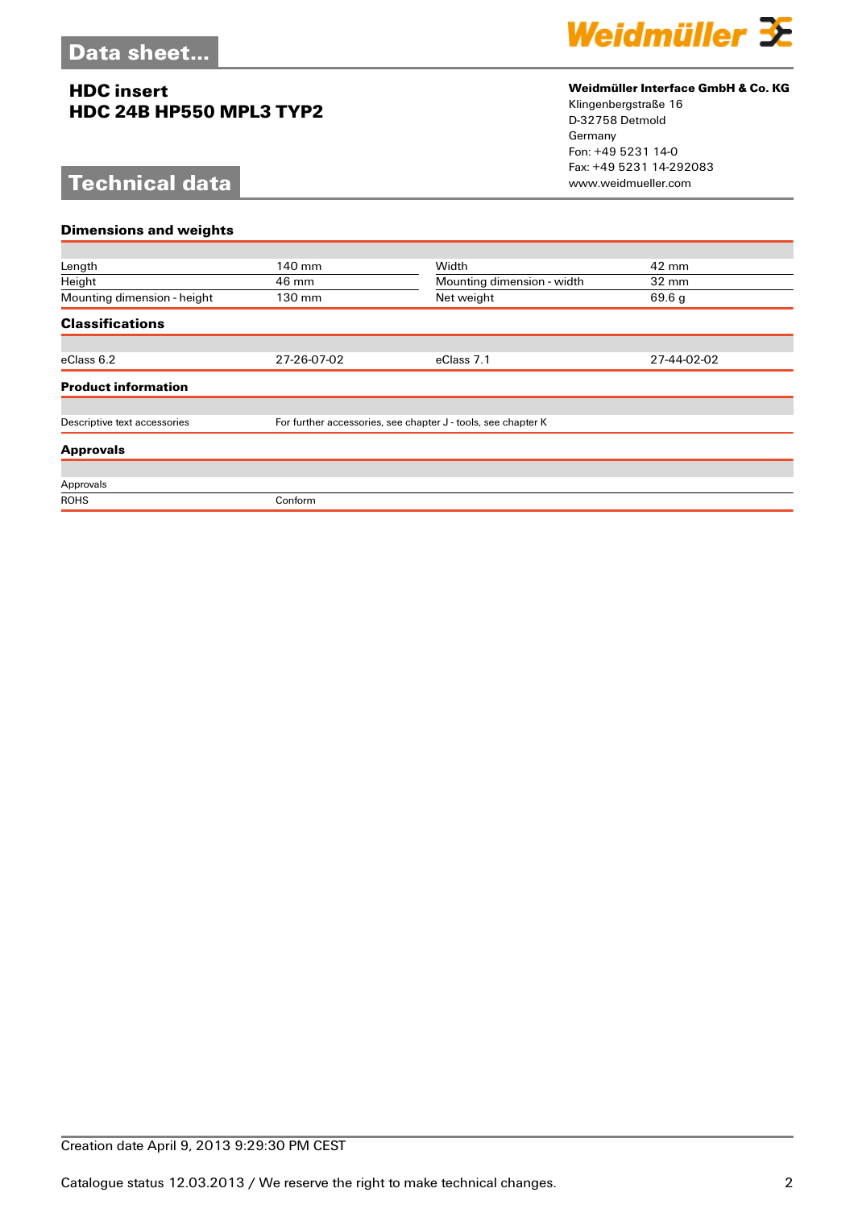# Data sheet...

## HDC insert
## HDC 24B HP550 MPL3 TYP2

**Weidmüller Interface GmbH & Co. KG**
Klingenbergstraße 16
D-32758 Detmold
Germany
Fon: +49 5231 14-0
Fax: +49 5231 14-292083
www.weidmueller.com

# Technical data

### Dimensions and weights

| | | | |
|---|---|---|---|
| Length | 140 mm | Width | 42 mm |
| Height | 46 mm | Mounting dimension - width | 32 mm |
| Mounting dimension - height | 130 mm | Net weight | 69.6 g |

### Classifications

| | | | |
|---|---|---|---|
| eClass 6.2 | 27-26-07-02 | eClass 7.1 | 27-44-02-02 |

### Product information

| | |
|---|---|
| Descriptive text accessories | For further accessories, see chapter J - tools, see chapter K |

### Approvals

| | |
|---|---|
| Approvals | |
| ROHS | Conform |

Creation date April 9, 2013 9:29:30 PM CEST

Catalogue status 12.03.2013 / We reserve the right to make technical changes.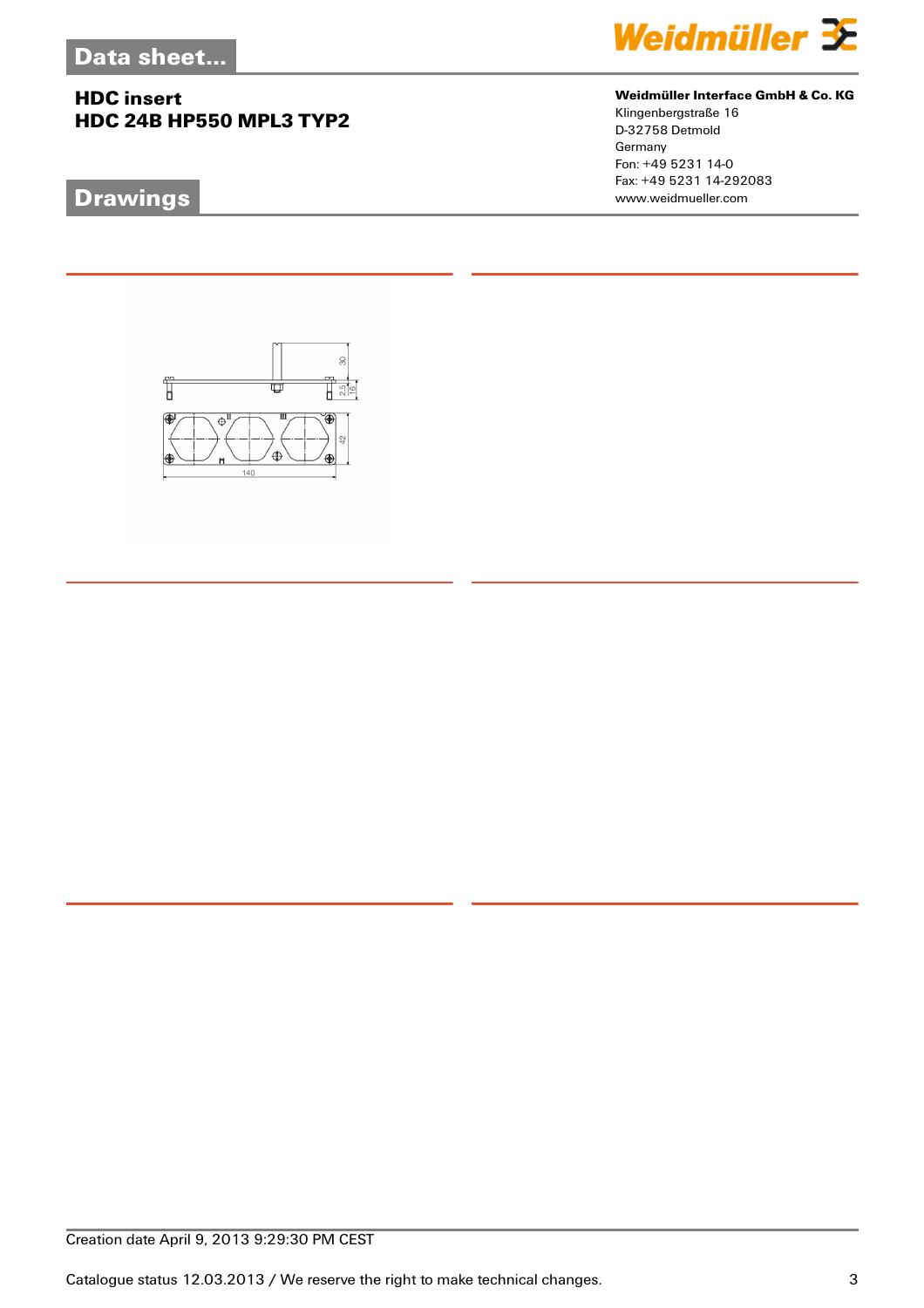## Data sheet...

### HDC insert
### HDC 24B HP550 MPL3 TYP2

**Weidmüller Interface GmbH & Co. KG**
Klingenbergstraße 16
D-32758 Detmold
Germany
Fon: +49 5231 14-0
Fax: +49 5231 14-292083
www.weidmueller.com

## Drawings

30
2.5
16
42
140

Creation date April 9, 2013 9:29:30 PM CEST

Catalogue status 12.03.2013 / We reserve the right to make technical changes.